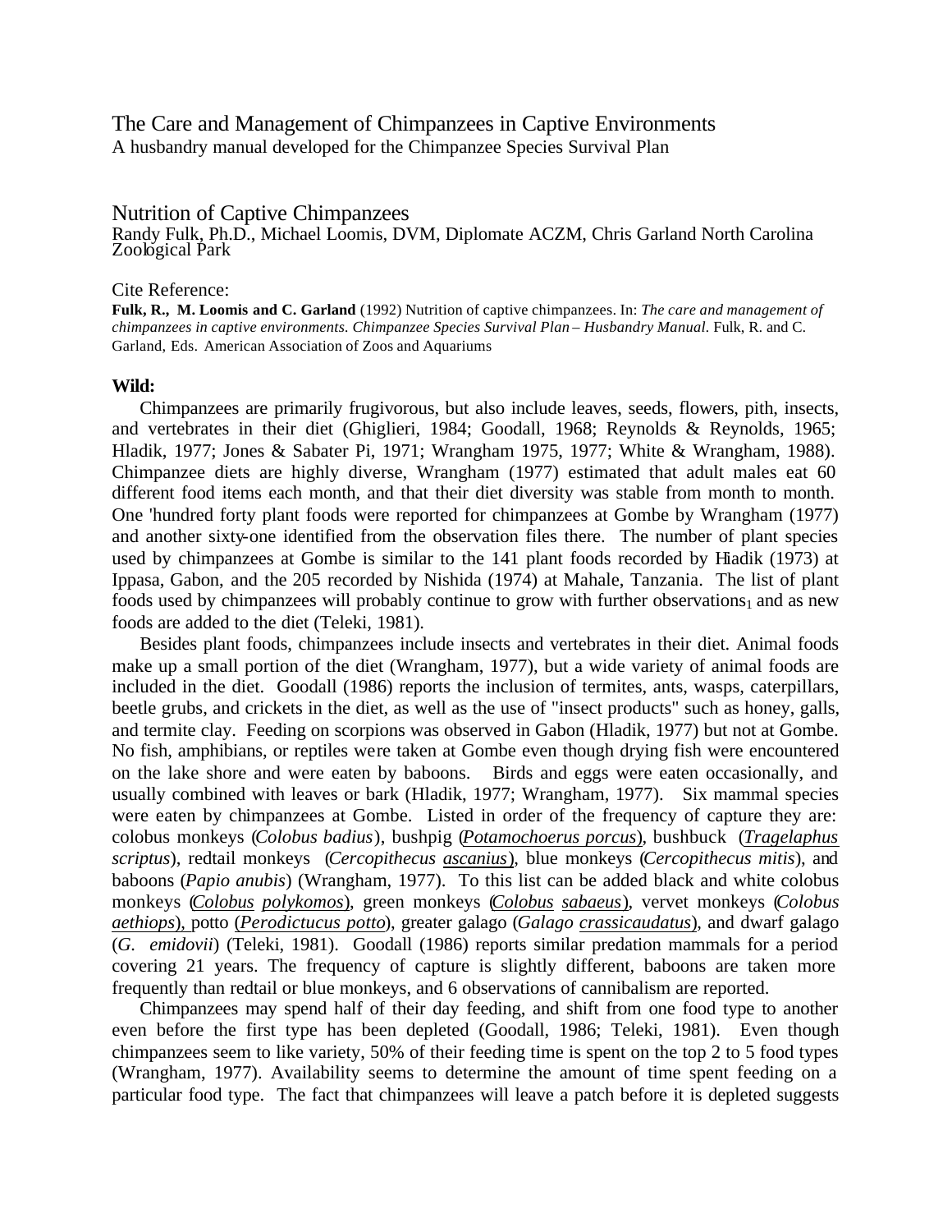# The Care and Management of Chimpanzees in Captive Environments

A husbandry manual developed for the Chimpanzee Species Survival Plan

## Nutrition of Captive Chimpanzees

Randy Fulk, Ph.D., Michael Loomis, DVM, Diplomate ACZM, Chris Garland North Carolina Zoological Park

Cite Reference:

**Fulk, R., M. Loomis and C. Garland** (1992) Nutrition of captive chimpanzees. In: *The care and management of chimpanzees in captive environments. Chimpanzee Species Survival Plan – Husbandry Manual.* Fulk, R. and C. Garland, Eds. American Association of Zoos and Aquariums

### Wild:

Chimpanzees are primarily frugivorous, but also include leaves, seeds, flowers, pith, insects, and vertebrates in their diet (Ghiglieri, 1984; Goodall, 1968; Reynolds & Reynolds, 1965; Hladik, 1977; Jones & Sabater Pi, 1971; Wrangham 1975, 1977; White & Wrangham, 1988). Chimpanzee diets are highly diverse, Wrangham (1977) estimated that adult males eat 60 different food items each month, and that their diet diversity was stable from month to month. One 'hundred forty plant foods were reported for chimpanzees at Gombe by Wrangham (1977) and another sixty-one identified from the observation files there. The number of plant species used by chimpanzees at Gombe is similar to the 141 plant foods recorded by Hiadik (1973) at Ippasa, Gabon, and the 205 recorded by Nishida (1974) at Mahale, Tanzania. The list of plant foods used by chimpanzees will probably continue to grow with further observations[1] and as new foods are added to the diet (Teleki, 1981).

Besides plant foods, chimpanzees include insects and vertebrates in their diet. Animal foods make up a small portion of the diet (Wrangham, 1977), but a wide variety of animal foods are included in the diet. Goodall (1986) reports the inclusion of termites, ants, wasps, caterpillars, beetle grubs, and crickets in the diet, as well as the use of "insect products" such as honey, galls, and termite clay. Feeding on scorpions was observed in Gabon (Hladik, 1977) but not at Gombe. No fish, amphibians, or reptiles were taken at Gombe even though drying fish were encountered on the lake shore and were eaten by baboons. Birds and eggs were eaten occasionally, and usually combined with leaves or bark (Hladik, 1977; Wrangham, 1977). Six mammal species were eaten by chimpanzees at Gombe. Listed in order of the frequency of capture they are: colobus monkeys (*Colobus badius*), bushpig (*Potamochoerus porcus*), bushbuck (*Tragelaphus scriptus*), redtail monkeys (*Cercopithecus ascanius*), blue monkeys (*Cercopithecus mitis*), and baboons (*Papio anubis*) (Wrangham, 1977). To this list can be added black and white colobus monkeys (*Colobus polykomos*), green monkeys (*Colobus sabaeus*), vervet monkeys (*Colobus aethiops*), potto (*Perodictucus potto*), greater galago (*Galago crassicaudatus*), and dwarf galago (*G. emidovii*) (Teleki, 1981). Goodall (1986) reports similar predation mammals for a period covering 21 years. The frequency of capture is slightly different, baboons are taken more frequently than redtail or blue monkeys, and 6 observations of cannibalism are reported.

Chimpanzees may spend half of their day feeding, and shift from one food type to another even before the first type has been depleted (Goodall, 1986; Teleki, 1981). Even though chimpanzees seem to like variety, 50% of their feeding time is spent on the top 2 to 5 food types (Wrangham, 1977). Availability seems to determine the amount of time spent feeding on a particular food type. The fact that chimpanzees will leave a patch before it is depleted suggests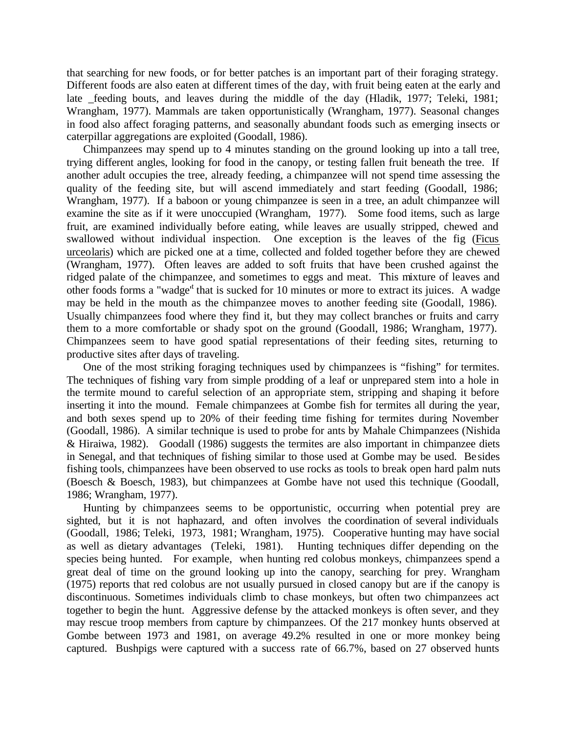that searching for new foods, or for better patches is an important part of their foraging strategy. Different foods are also eaten at different times of the day, with fruit being eaten at the early and late _feeding bouts, and leaves during the middle of the day (Hladik, 1977; Teleki, 1981; Wrangham, 1977). Mammals are taken opportunistically (Wrangham, 1977). Seasonal changes in food also affect foraging patterns, and seasonally abundant foods such as emerging insects or caterpillar aggregations are exploited (Goodall, 1986).

Chimpanzees may spend up to 4 minutes standing on the ground looking up into a tall tree, trying different angles, looking for food in the canopy, or testing fallen fruit beneath the tree. If another adult occupies the tree, already feeding, a chimpanzee will not spend time assessing the quality of the feeding site, but will ascend immediately and start feeding (Goodall, 1986; Wrangham, 1977). If a baboon or young chimpanzee is seen in a tree, an adult chimpanzee will examine the site as if it were unoccupied (Wrangham, 1977). Some food items, such as large fruit, are examined individually before eating, while leaves are usually stripped, chewed and swallowed without individual inspection. One exception is the leaves of the fig (Ficus urceolaris) which are picked one at a time, collected and folded together before they are chewed (Wrangham, 1977). Often leaves are added to soft fruits that have been crushed against the ridged palate of the chimpanzee, and sometimes to eggs and meat. This mixture of leaves and other foods forms a "wadge" that is sucked for 10 minutes or more to extract its juices. A wadge may be held in the mouth as the chimpanzee moves to another feeding site (Goodall, 1986). Usually chimpanzees food where they find it, but they may collect branches or fruits and carry them to a more comfortable or shady spot on the ground (Goodall, 1986; Wrangham, 1977). Chimpanzees seem to have good spatial representations of their feeding sites, returning to productive sites after days of traveling.

One of the most striking foraging techniques used by chimpanzees is "fishing" for termites. The techniques of fishing vary from simple prodding of a leaf or unprepared stem into a hole in the termite mound to careful selection of an appropriate stem, stripping and shaping it before inserting it into the mound. Female chimpanzees at Gombe fish for termites all during the year, and both sexes spend up to 20% of their feeding time fishing for termites during November (Goodall, 1986). A similar technique is used to probe for ants by Mahale Chimpanzees (Nishida & Hiraiwa, 1982). Goodall (1986) suggests the termites are also important in chimpanzee diets in Senegal, and that techniques of fishing similar to those used at Gombe may be used. Besides fishing tools, chimpanzees have been observed to use rocks as tools to break open hard palm nuts (Boesch & Boesch, 1983), but chimpanzees at Gombe have not used this technique (Goodall, 1986; Wrangham, 1977).

Hunting by chimpanzees seems to be opportunistic, occurring when potential prey are sighted, but it is not haphazard, and often involves the coordination of several individuals (Goodall, 1986; Teleki, 1973, 1981; Wrangham, 1975). Cooperative hunting may have social as well as dietary advantages (Teleki, 1981). Hunting techniques differ depending on the species being hunted. For example, when hunting red colobus monkeys, chimpanzees spend a great deal of time on the ground looking up into the canopy, searching for prey. Wrangham (1975) reports that red colobus are not usually pursued in closed canopy but are if the canopy is discontinuous. Sometimes individuals climb to chase monkeys, but often two chimpanzees act together to begin the hunt. Aggressive defense by the attacked monkeys is often sever, and they may rescue troop members from capture by chimpanzees. Of the 217 monkey hunts observed at Gombe between 1973 and 1981, on average 49.2% resulted in one or more monkey being captured. Bushpigs were captured with a success rate of 66.7%, based on 27 observed hunts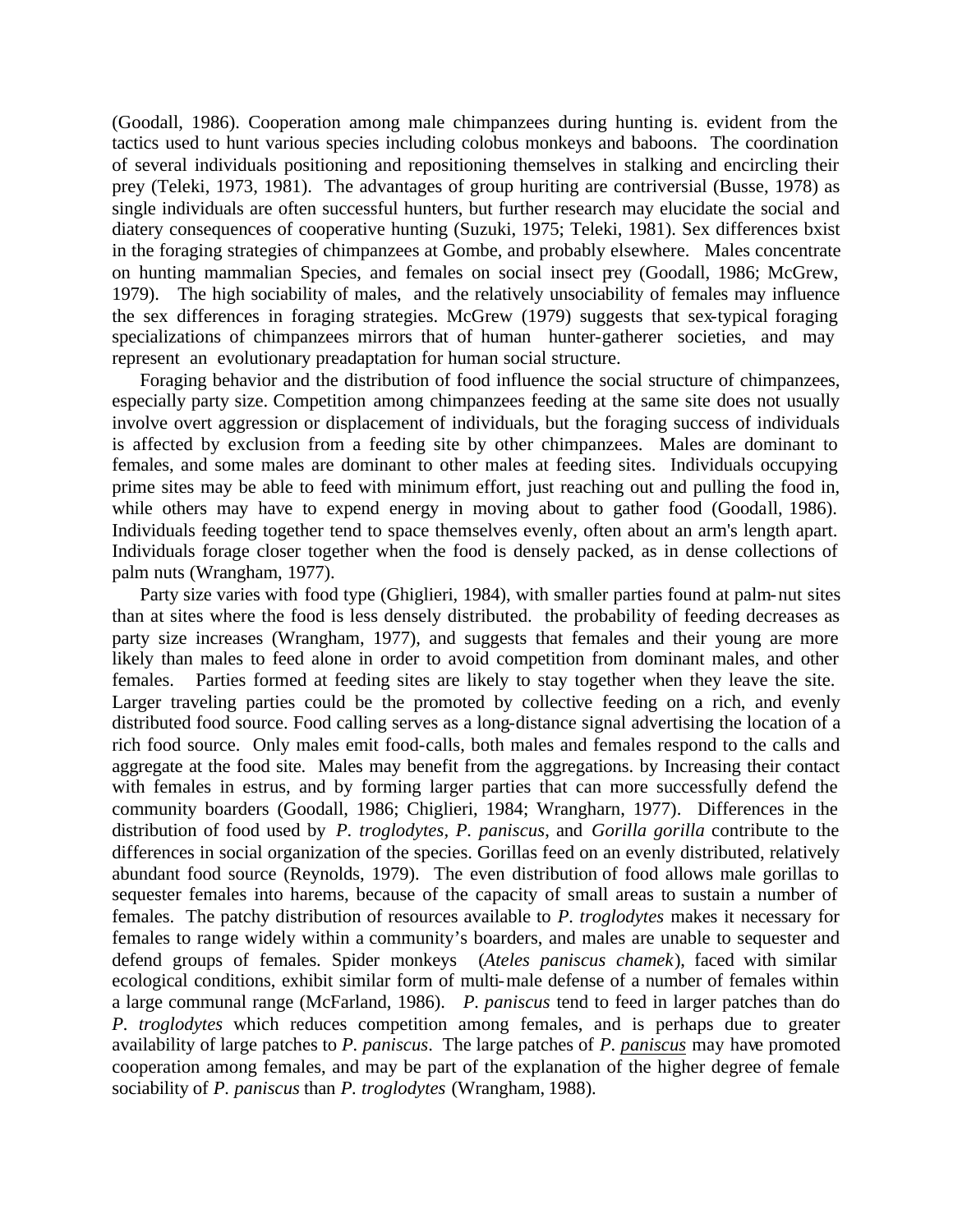(Goodall, 1986). Cooperation among male chimpanzees during hunting is. evident from the tactics used to hunt various species including colobus monkeys and baboons. The coordination of several individuals positioning and repositioning themselves in stalking and encircling their prey (Teleki, 1973, 1981). The advantages of group huriting are contriversial (Busse, 1978) as single individuals are often successful hunters, but further research may elucidate the social and diatery consequences of cooperative hunting (Suzuki, 1975; Teleki, 1981). Sex differences bxist in the foraging strategies of chimpanzees at Gombe, and probably elsewhere. Males concentrate on hunting mammalian Species, and females on social insect prey (Goodall, 1986; McGrew, 1979). The high sociability of males, and the relatively unsociability of females may influence the sex differences in foraging strategies. McGrew (1979) suggests that sex-typical foraging specializations of chimpanzees mirrors that of human hunter-gatherer societies, and may represent an evolutionary preadaptation for human social structure.

Foraging behavior and the distribution of food influence the social structure of chimpanzees, especially party size. Competition among chimpanzees feeding at the same site does not usually involve overt aggression or displacement of individuals, but the foraging success of individuals is affected by exclusion from a feeding site by other chimpanzees. Males are dominant to females, and some males are dominant to other males at feeding sites. Individuals occupying prime sites may be able to feed with minimum effort, just reaching out and pulling the food in, while others may have to expend energy in moving about to gather food (Goodall, 1986). Individuals feeding together tend to space themselves evenly, often about an arm's length apart. Individuals forage closer together when the food is densely packed, as in dense collections of palm nuts (Wrangham, 1977).

Party size varies with food type (Ghiglieri, 1984), with smaller parties found at palm-nut sites than at sites where the food is less densely distributed. the probability of feeding decreases as party size increases (Wrangham, 1977), and suggests that females and their young are more likely than males to feed alone in order to avoid competition from dominant males, and other females. Parties formed at feeding sites are likely to stay together when they leave the site. Larger traveling parties could be the promoted by collective feeding on a rich, and evenly distributed food source. Food calling serves as a long-distance signal advertising the location of a rich food source. Only males emit food-calls, both males and females respond to the calls and aggregate at the food site. Males may benefit from the aggregations. by Increasing their contact with females in estrus, and by forming larger parties that can more successfully defend the community boarders (Goodall, 1986; Chiglieri, 1984; Wrangharn, 1977). Differences in the distribution of food used by *P. troglodytes*, *P. paniscus*, and *Gorilla gorilla* contribute to the differences in social organization of the species. Gorillas feed on an evenly distributed, relatively abundant food source (Reynolds, 1979). The even distribution of food allows male gorillas to sequester females into harems, because of the capacity of small areas to sustain a number of females. The patchy distribution of resources available to *P. troglodytes* makes it necessary for females to range widely within a community's boarders, and males are unable to sequester and defend groups of females. Spider monkeys (*Ateles paniscus chamek*), faced with similar ecological conditions, exhibit similar form of multi-male defense of a number of females within a large communal range (McFarland, 1986). *P. paniscus* tend to feed in larger patches than do *P. troglodytes* which reduces competition among females, and is perhaps due to greater availability of large patches to *P. paniscus*. The large patches of *P. paniscus* may have promoted cooperation among females, and may be part of the explanation of the higher degree of female sociability of *P. paniscus* than *P. troglodytes* (Wrangham, 1988).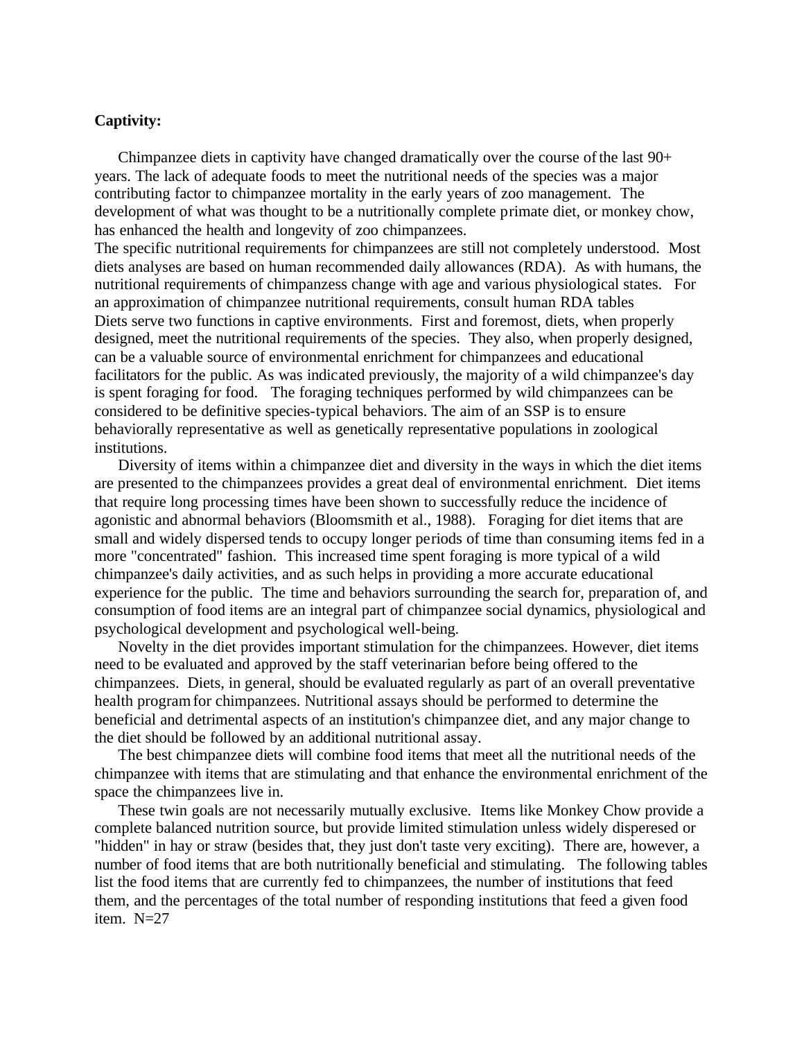**Captivity:**

Chimpanzee diets in captivity have changed dramatically over the course of the last 90+ years. The lack of adequate foods to meet the nutritional needs of the species was a major contributing factor to chimpanzee mortality in the early years of zoo management. The development of what was thought to be a nutritionally complete primate diet, or monkey chow, has enhanced the health and longevity of zoo chimpanzees.

The specific nutritional requirements for chimpanzees are still not completely understood. Most diets analyses are based on human recommended daily allowances (RDA). As with humans, the nutritional requirements of chimpanzess change with age and various physiological states. For an approximation of chimpanzee nutritional requirements, consult human RDA tables

Diets serve two functions in captive environments. First and foremost, diets, when properly designed, meet the nutritional requirements of the species. They also, when properly designed, can be a valuable source of environmental enrichment for chimpanzees and educational facilitators for the public. As was indicated previously, the majority of a wild chimpanzee's day is spent foraging for food. The foraging techniques performed by wild chimpanzees can be considered to be definitive species-typical behaviors. The aim of an SSP is to ensure behaviorally representative as well as genetically representative populations in zoological institutions.

Diversity of items within a chimpanzee diet and diversity in the ways in which the diet items are presented to the chimpanzees provides a great deal of environmental enrichment. Diet items that require long processing times have been shown to successfully reduce the incidence of agonistic and abnormal behaviors (Bloomsmith et al., 1988). Foraging for diet items that are small and widely dispersed tends to occupy longer periods of time than consuming items fed in a more "concentrated" fashion. This increased time spent foraging is more typical of a wild chimpanzee's daily activities, and as such helps in providing a more accurate educational experience for the public. The time and behaviors surrounding the search for, preparation of, and consumption of food items are an integral part of chimpanzee social dynamics, physiological and psychological development and psychological well-being.

Novelty in the diet provides important stimulation for the chimpanzees. However, diet items need to be evaluated and approved by the staff veterinarian before being offered to the chimpanzees. Diets, in general, should be evaluated regularly as part of an overall preventative health program for chimpanzees. Nutritional assays should be performed to determine the beneficial and detrimental aspects of an institution's chimpanzee diet, and any major change to the diet should be followed by an additional nutritional assay.

The best chimpanzee diets will combine food items that meet all the nutritional needs of the chimpanzee with items that are stimulating and that enhance the environmental enrichment of the space the chimpanzees live in.

These twin goals are not necessarily mutually exclusive. Items like Monkey Chow provide a complete balanced nutrition source, but provide limited stimulation unless widely disperesed or "hidden" in hay or straw (besides that, they just don't taste very exciting). There are, however, a number of food items that are both nutritionally beneficial and stimulating. The following tables list the food items that are currently fed to chimpanzees, the number of institutions that feed them, and the percentages of the total number of responding institutions that feed a given food item. N=27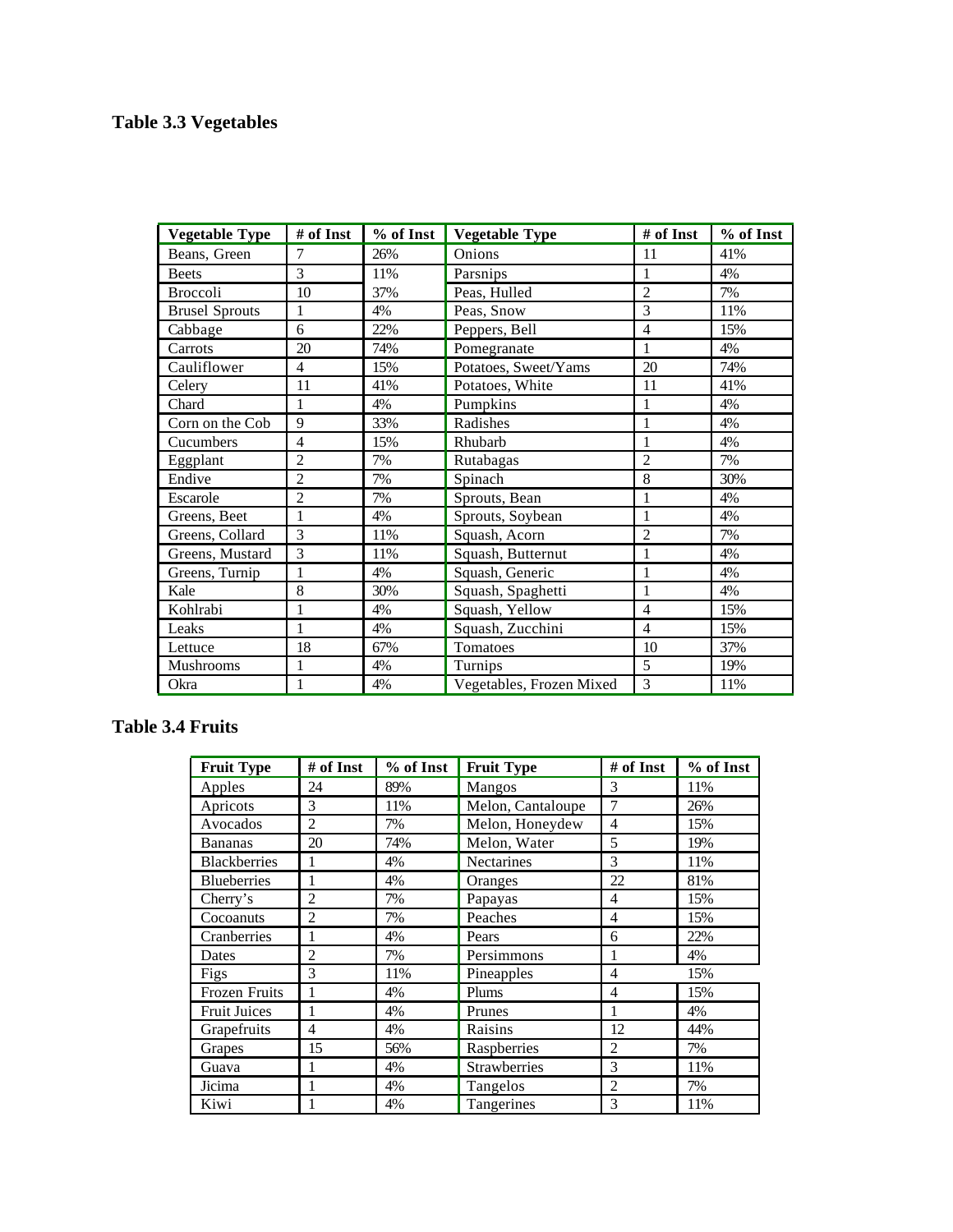## Table 3.3 Vegetables

| Vegetable Type | # of Inst | % of Inst | Vegetable Type | # of Inst | % of Inst |
|---|---|---|---|---|---|
| Beans, Green | 7 | 26% | Onions | 11 | 41% |
| Beets | 3 | 11% | Parsnips | 1 | 4% |
| Broccoli | 10 | 37% | Peas, Hulled | 2 | 7% |
| Brusel Sprouts | 1 | 4% | Peas, Snow | 3 | 11% |
| Cabbage | 6 | 22% | Peppers, Bell | 4 | 15% |
| Carrots | 20 | 74% | Pomegranate | 1 | 4% |
| Cauliflower | 4 | 15% | Potatoes, Sweet/Yams | 20 | 74% |
| Celery | 11 | 41% | Potatoes, White | 11 | 41% |
| Chard | 1 | 4% | Pumpkins | 1 | 4% |
| Corn on the Cob | 9 | 33% | Radishes | 1 | 4% |
| Cucumbers | 4 | 15% | Rhubarb | 1 | 4% |
| Eggplant | 2 | 7% | Rutabagas | 2 | 7% |
| Endive | 2 | 7% | Spinach | 8 | 30% |
| Escarole | 2 | 7% | Sprouts, Bean | 1 | 4% |
| Greens, Beet | 1 | 4% | Sprouts, Soybean | 1 | 4% |
| Greens, Collard | 3 | 11% | Squash, Acorn | 2 | 7% |
| Greens, Mustard | 3 | 11% | Squash, Butternut | 1 | 4% |
| Greens, Turnip | 1 | 4% | Squash, Generic | 1 | 4% |
| Kale | 8 | 30% | Squash, Spaghetti | 1 | 4% |
| Kohlrabi | 1 | 4% | Squash, Yellow | 4 | 15% |
| Leaks | 1 | 4% | Squash, Zucchini | 4 | 15% |
| Lettuce | 18 | 67% | Tomatoes | 10 | 37% |
| Mushrooms | 1 | 4% | Turnips | 5 | 19% |
| Okra | 1 | 4% | Vegetables, Frozen Mixed | 3 | 11% |

## Table 3.4 Fruits

| Fruit Type | # of Inst | % of Inst | Fruit Type | # of Inst | % of Inst |
|---|---|---|---|---|---|
| Apples | 24 | 89% | Mangos | 3 | 11% |
| Apricots | 3 | 11% | Melon, Cantaloupe | 7 | 26% |
| Avocados | 2 | 7% | Melon, Honeydew | 4 | 15% |
| Bananas | 20 | 74% | Melon, Water | 5 | 19% |
| Blackberries | 1 | 4% | Nectarines | 3 | 11% |
| Blueberries | 1 | 4% | Oranges | 22 | 81% |
| Cherry's | 2 | 7% | Papayas | 4 | 15% |
| Cocoanuts | 2 | 7% | Peaches | 4 | 15% |
| Cranberries | 1 | 4% | Pears | 6 | 22% |
| Dates | 2 | 7% | Persimmons | 1 | 4% |
| Figs | 3 | 11% | Pineapples | 4 | 15% |
| Frozen Fruits | 1 | 4% | Plums | 4 | 15% |
| Fruit Juices | 1 | 4% | Prunes | 1 | 4% |
| Grapefruits | 4 | 4% | Raisins | 12 | 44% |
| Grapes | 15 | 56% | Raspberries | 2 | 7% |
| Guava | 1 | 4% | Strawberries | 3 | 11% |
| Jicima | 1 | 4% | Tangelos | 2 | 7% |
| Kiwi | 1 | 4% | Tangerines | 3 | 11% |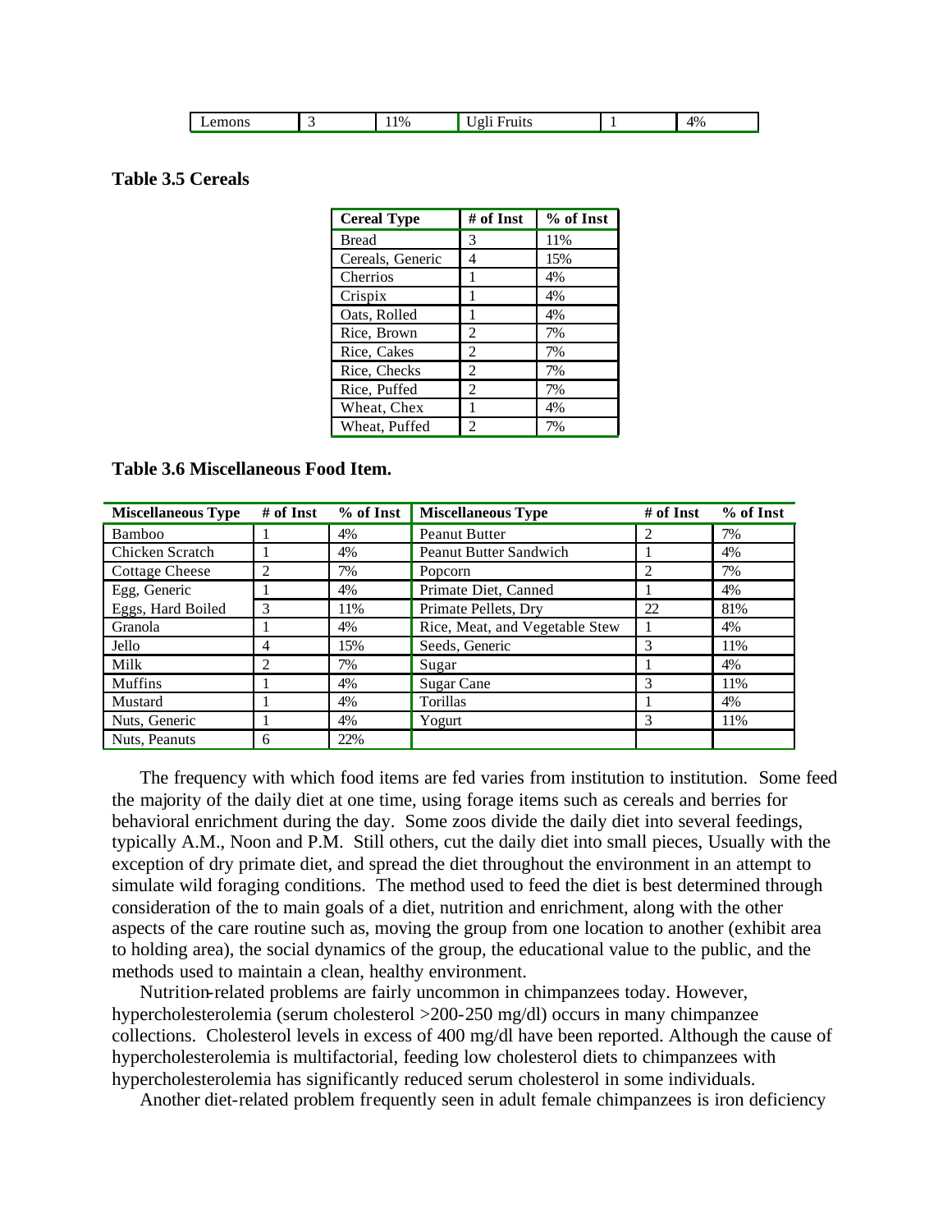| Lemons | 3 | 11% | Ugli Fruits | 1 | 4% |
|---|---|---|---|---|---|

**Table 3.5 Cereals**

| Cereal Type | # of Inst | % of Inst |
|---|---|---|
| Bread | 3 | 11% |
| Cereals, Generic | 4 | 15% |
| Cherrios | 1 | 4% |
| Crispix | 1 | 4% |
| Oats, Rolled | 1 | 4% |
| Rice, Brown | 2 | 7% |
| Rice, Cakes | 2 | 7% |
| Rice, Checks | 2 | 7% |
| Rice, Puffed | 2 | 7% |
| Wheat, Chex | 1 | 4% |
| Wheat, Puffed | 2 | 7% |

**Table 3.6 Miscellaneous Food Item.**

| Miscellaneous Type | # of Inst | % of Inst | Miscellaneous Type | # of Inst | % of Inst |
|---|---|---|---|---|---|
| Bamboo | 1 | 4% | Peanut Butter | 2 | 7% |
| Chicken Scratch | 1 | 4% | Peanut Butter Sandwich | 1 | 4% |
| Cottage Cheese | 2 | 7% | Popcorn | 2 | 7% |
| Egg, Generic | 1 | 4% | Primate Diet, Canned | 1 | 4% |
| Eggs, Hard Boiled | 3 | 11% | Primate Pellets, Dry | 22 | 81% |
| Granola | 1 | 4% | Rice, Meat, and Vegetable Stew | 1 | 4% |
| Jello | 4 | 15% | Seeds, Generic | 3 | 11% |
| Milk | 2 | 7% | Sugar | 1 | 4% |
| Muffins | 1 | 4% | Sugar Cane | 3 | 11% |
| Mustard | 1 | 4% | Torillas | 1 | 4% |
| Nuts, Generic | 1 | 4% | Yogurt | 3 | 11% |
| Nuts, Peanuts | 6 | 22% | | | |

The frequency with which food items are fed varies from institution to institution. Some feed the majority of the daily diet at one time, using forage items such as cereals and berries for behavioral enrichment during the day. Some zoos divide the daily diet into several feedings, typically A.M., Noon and P.M. Still others, cut the daily diet into small pieces, Usually with the exception of dry primate diet, and spread the diet throughout the environment in an attempt to simulate wild foraging conditions. The method used to feed the diet is best determined through consideration of the to main goals of a diet, nutrition and enrichment, along with the other aspects of the care routine such as, moving the group from one location to another (exhibit area to holding area), the social dynamics of the group, the educational value to the public, and the methods used to maintain a clean, healthy environment.

Nutrition-related problems are fairly uncommon in chimpanzees today. However, hypercholesterolemia (serum cholesterol >200-250 mg/dl) occurs in many chimpanzee collections. Cholesterol levels in excess of 400 mg/dl have been reported. Although the cause of hypercholesterolemia is multifactorial, feeding low cholesterol diets to chimpanzees with hypercholesterolemia has significantly reduced serum cholesterol in some individuals.

Another diet-related problem frequently seen in adult female chimpanzees is iron deficiency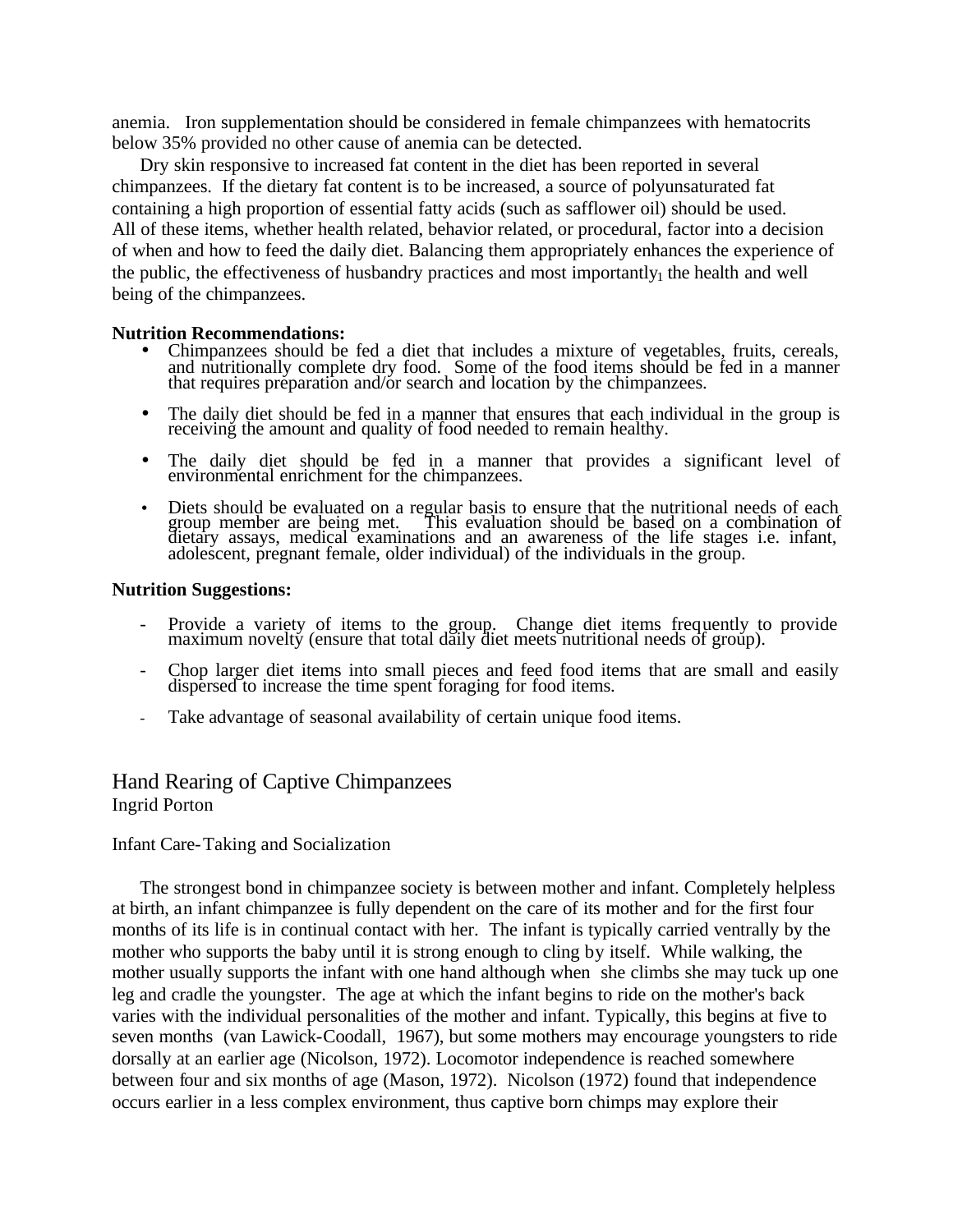anemia. Iron supplementation should be considered in female chimpanzees with hematocrits below 35% provided no other cause of anemia can be detected.

Dry skin responsive to increased fat content in the diet has been reported in several chimpanzees. If the dietary fat content is to be increased, a source of polyunsaturated fat containing a high proportion of essential fatty acids (such as safflower oil) should be used. All of these items, whether health related, behavior related, or procedural, factor into a decision of when and how to feed the daily diet. Balancing them appropriately enhances the experience of the public, the effectiveness of husbandry practices and most importantly[1] the health and well being of the chimpanzees.

**Nutrition Recommendations:**

- Chimpanzees should be fed a diet that includes a mixture of vegetables, fruits, cereals, and nutritionally complete dry food. Some of the food items should be fed in a manner that requires preparation and/or search and location by the chimpanzees.
- The daily diet should be fed in a manner that ensures that each individual in the group is receiving the amount and quality of food needed to remain healthy.
- The daily diet should be fed in a manner that provides a significant level of environmental enrichment for the chimpanzees.
- Diets should be evaluated on a regular basis to ensure that the nutritional needs of each group member are being met. This evaluation should be based on a combination of dietary assays, medical examinations and an awareness of the life stages i.e. infant, adolescent, pregnant female, older individual) of the individuals in the group.

**Nutrition Suggestions:**

- Provide a variety of items to the group. Change diet items frequently to provide maximum novelty (ensure that total daily diet meets nutritional needs of group).
- Chop larger diet items into small pieces and feed food items that are small and easily dispersed to increase the time spent foraging for food items.
- Take advantage of seasonal availability of certain unique food items.

## Hand Rearing of Captive Chimpanzees

Ingrid Porton

Infant Care-Taking and Socialization

The strongest bond in chimpanzee society is between mother and infant. Completely helpless at birth, an infant chimpanzee is fully dependent on the care of its mother and for the first four months of its life is in continual contact with her. The infant is typically carried ventrally by the mother who supports the baby until it is strong enough to cling by itself. While walking, the mother usually supports the infant with one hand although when she climbs she may tuck up one leg and cradle the youngster. The age at which the infant begins to ride on the mother's back varies with the individual personalities of the mother and infant. Typically, this begins at five to seven months (van Lawick-Coodall, 1967), but some mothers may encourage youngsters to ride dorsally at an earlier age (Nicolson, 1972). Locomotor independence is reached somewhere between four and six months of age (Mason, 1972). Nicolson (1972) found that independence occurs earlier in a less complex environment, thus captive born chimps may explore their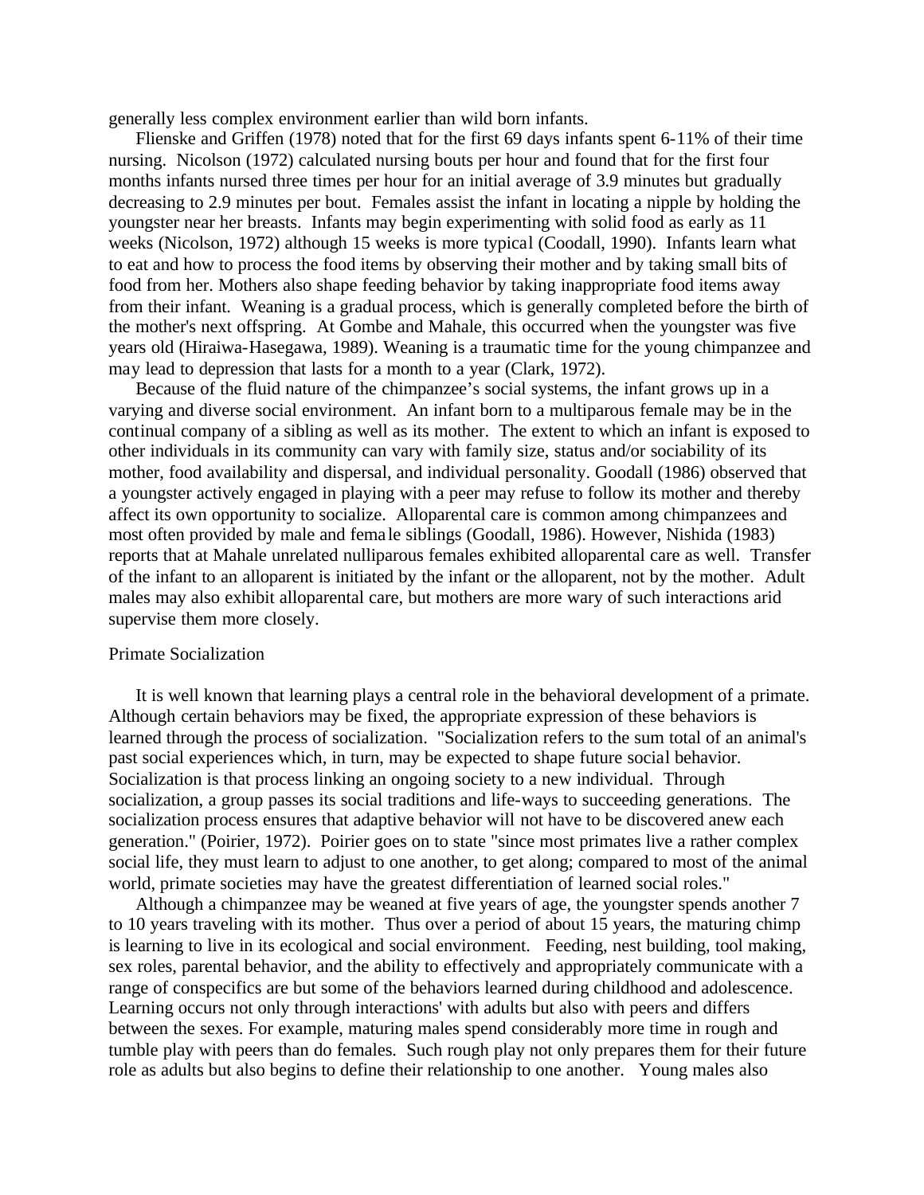generally less complex environment earlier than wild born infants.

Flienske and Griffen (1978) noted that for the first 69 days infants spent 6-11% of their time nursing. Nicolson (1972) calculated nursing bouts per hour and found that for the first four months infants nursed three times per hour for an initial average of 3.9 minutes but gradually decreasing to 2.9 minutes per bout. Females assist the infant in locating a nipple by holding the youngster near her breasts. Infants may begin experimenting with solid food as early as 11 weeks (Nicolson, 1972) although 15 weeks is more typical (Coodall, 1990). Infants learn what to eat and how to process the food items by observing their mother and by taking small bits of food from her. Mothers also shape feeding behavior by taking inappropriate food items away from their infant. Weaning is a gradual process, which is generally completed before the birth of the mother's next offspring. At Gombe and Mahale, this occurred when the youngster was five years old (Hiraiwa-Hasegawa, 1989). Weaning is a traumatic time for the young chimpanzee and may lead to depression that lasts for a month to a year (Clark, 1972).

Because of the fluid nature of the chimpanzee's social systems, the infant grows up in a varying and diverse social environment. An infant born to a multiparous female may be in the continual company of a sibling as well as its mother. The extent to which an infant is exposed to other individuals in its community can vary with family size, status and/or sociability of its mother, food availability and dispersal, and individual personality. Goodall (1986) observed that a youngster actively engaged in playing with a peer may refuse to follow its mother and thereby affect its own opportunity to socialize. Alloparental care is common among chimpanzees and most often provided by male and female siblings (Goodall, 1986). However, Nishida (1983) reports that at Mahale unrelated nulliparous females exhibited alloparental care as well. Transfer of the infant to an alloparent is initiated by the infant or the alloparent, not by the mother. Adult males may also exhibit alloparental care, but mothers are more wary of such interactions arid supervise them more closely.

## Primate Socialization

It is well known that learning plays a central role in the behavioral development of a primate. Although certain behaviors may be fixed, the appropriate expression of these behaviors is learned through the process of socialization. "Socialization refers to the sum total of an animal's past social experiences which, in turn, may be expected to shape future social behavior. Socialization is that process linking an ongoing society to a new individual. Through socialization, a group passes its social traditions and life-ways to succeeding generations. The socialization process ensures that adaptive behavior will not have to be discovered anew each generation." (Poirier, 1972). Poirier goes on to state "since most primates live a rather complex social life, they must learn to adjust to one another, to get along; compared to most of the animal world, primate societies may have the greatest differentiation of learned social roles."

Although a chimpanzee may be weaned at five years of age, the youngster spends another 7 to 10 years traveling with its mother. Thus over a period of about 15 years, the maturing chimp is learning to live in its ecological and social environment. Feeding, nest building, tool making, sex roles, parental behavior, and the ability to effectively and appropriately communicate with a range of conspecifics are but some of the behaviors learned during childhood and adolescence. Learning occurs not only through interactions' with adults but also with peers and differs between the sexes. For example, maturing males spend considerably more time in rough and tumble play with peers than do females. Such rough play not only prepares them for their future role as adults but also begins to define their relationship to one another. Young males also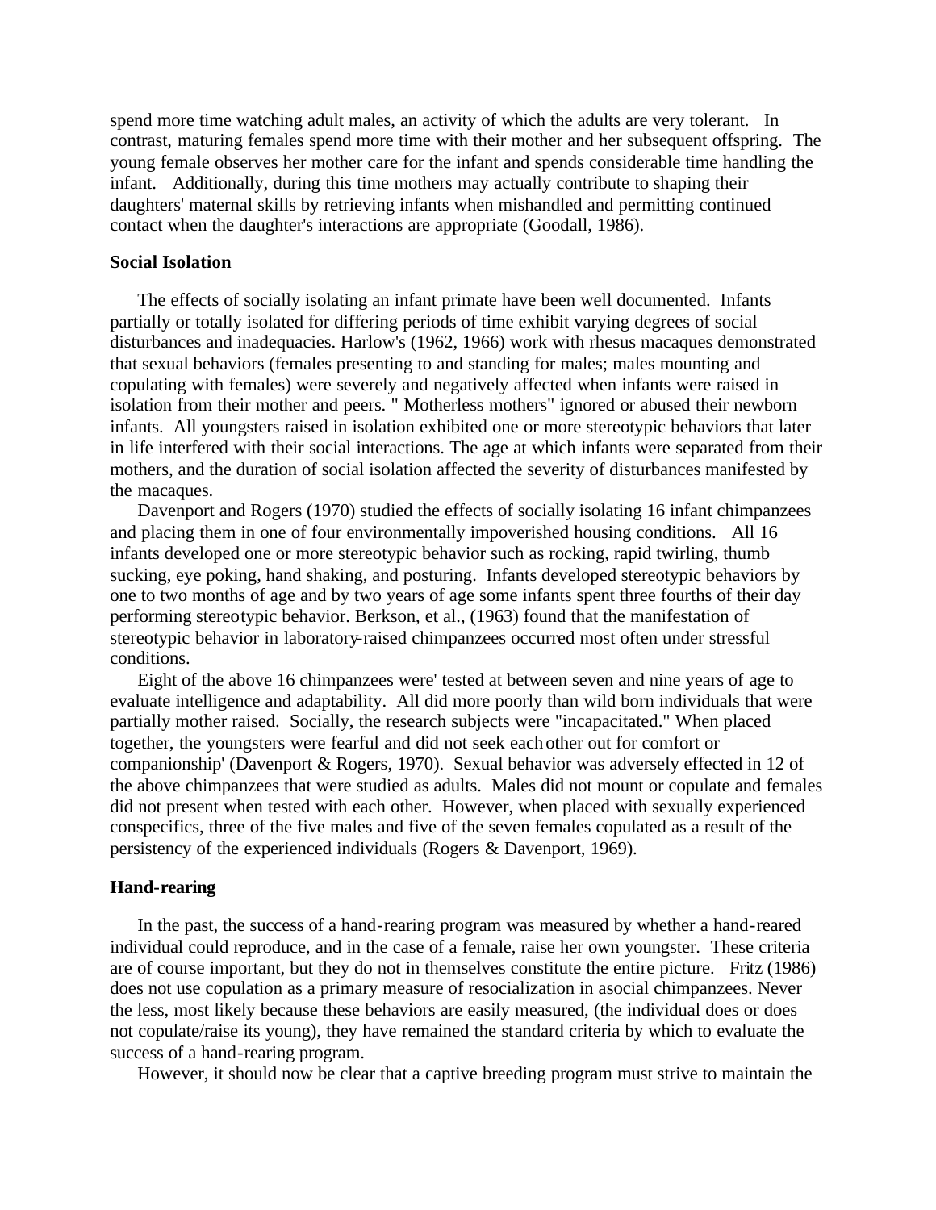spend more time watching adult males, an activity of which the adults are very tolerant. In contrast, maturing females spend more time with their mother and her subsequent offspring. The young female observes her mother care for the infant and spends considerable time handling the infant. Additionally, during this time mothers may actually contribute to shaping their daughters' maternal skills by retrieving infants when mishandled and permitting continued contact when the daughter's interactions are appropriate (Goodall, 1986).

**Social Isolation**

The effects of socially isolating an infant primate have been well documented. Infants partially or totally isolated for differing periods of time exhibit varying degrees of social disturbances and inadequacies. Harlow's (1962, 1966) work with rhesus macaques demonstrated that sexual behaviors (females presenting to and standing for males; males mounting and copulating with females) were severely and negatively affected when infants were raised in isolation from their mother and peers. " Motherless mothers" ignored or abused their newborn infants. All youngsters raised in isolation exhibited one or more stereotypic behaviors that later in life interfered with their social interactions. The age at which infants were separated from their mothers, and the duration of social isolation affected the severity of disturbances manifested by the macaques.

Davenport and Rogers (1970) studied the effects of socially isolating 16 infant chimpanzees and placing them in one of four environmentally impoverished housing conditions. All 16 infants developed one or more stereotypic behavior such as rocking, rapid twirling, thumb sucking, eye poking, hand shaking, and posturing. Infants developed stereotypic behaviors by one to two months of age and by two years of age some infants spent three fourths of their day performing stereotypic behavior. Berkson, et al., (1963) found that the manifestation of stereotypic behavior in laboratory-raised chimpanzees occurred most often under stressful conditions.

Eight of the above 16 chimpanzees were' tested at between seven and nine years of age to evaluate intelligence and adaptability. All did more poorly than wild born individuals that were partially mother raised. Socially, the research subjects were "incapacitated." When placed together, the youngsters were fearful and did not seek each other out for comfort or companionship' (Davenport & Rogers, 1970). Sexual behavior was adversely effected in 12 of the above chimpanzees that were studied as adults. Males did not mount or copulate and females did not present when tested with each other. However, when placed with sexually experienced conspecifics, three of the five males and five of the seven females copulated as a result of the persistency of the experienced individuals (Rogers & Davenport, 1969).

**Hand-rearing**

In the past, the success of a hand-rearing program was measured by whether a hand-reared individual could reproduce, and in the case of a female, raise her own youngster. These criteria are of course important, but they do not in themselves constitute the entire picture. Fritz (1986) does not use copulation as a primary measure of resocialization in asocial chimpanzees. Never the less, most likely because these behaviors are easily measured, (the individual does or does not copulate/raise its young), they have remained the standard criteria by which to evaluate the success of a hand-rearing program.

However, it should now be clear that a captive breeding program must strive to maintain the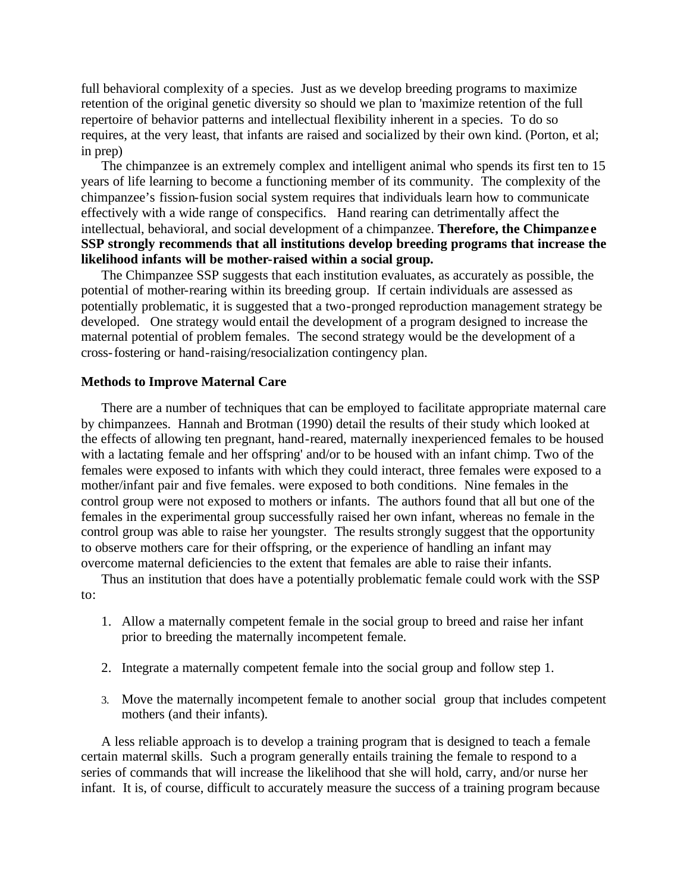full behavioral complexity of a species. Just as we develop breeding programs to maximize retention of the original genetic diversity so should we plan to 'maximize retention of the full repertoire of behavior patterns and intellectual flexibility inherent in a species. To do so requires, at the very least, that infants are raised and socialized by their own kind. (Porton, et al; in prep)

The chimpanzee is an extremely complex and intelligent animal who spends its first ten to 15 years of life learning to become a functioning member of its community. The complexity of the chimpanzee's fission-fusion social system requires that individuals learn how to communicate effectively with a wide range of conspecifics. Hand rearing can detrimentally affect the intellectual, behavioral, and social development of a chimpanzee. **Therefore, the Chimpanzee SSP strongly recommends that all institutions develop breeding programs that increase the likelihood infants will be mother-raised within a social group.**

The Chimpanzee SSP suggests that each institution evaluates, as accurately as possible, the potential of mother-rearing within its breeding group. If certain individuals are assessed as potentially problematic, it is suggested that a two-pronged reproduction management strategy be developed. One strategy would entail the development of a program designed to increase the maternal potential of problem females. The second strategy would be the development of a cross-fostering or hand-raising/resocialization contingency plan.

**Methods to Improve Maternal Care**

There are a number of techniques that can be employed to facilitate appropriate maternal care by chimpanzees. Hannah and Brotman (1990) detail the results of their study which looked at the effects of allowing ten pregnant, hand-reared, maternally inexperienced females to be housed with a lactating female and her offspring' and/or to be housed with an infant chimp. Two of the females were exposed to infants with which they could interact, three females were exposed to a mother/infant pair and five females. were exposed to both conditions. Nine females in the control group were not exposed to mothers or infants. The authors found that all but one of the females in the experimental group successfully raised her own infant, whereas no female in the control group was able to raise her youngster. The results strongly suggest that the opportunity to observe mothers care for their offspring, or the experience of handling an infant may overcome maternal deficiencies to the extent that females are able to raise their infants.

Thus an institution that does have a potentially problematic female could work with the SSP to:

1. Allow a maternally competent female in the social group to breed and raise her infant prior to breeding the maternally incompetent female.

2. Integrate a maternally competent female into the social group and follow step 1.

3. Move the maternally incompetent female to another social group that includes competent mothers (and their infants).

A less reliable approach is to develop a training program that is designed to teach a female certain maternal skills. Such a program generally entails training the female to respond to a series of commands that will increase the likelihood that she will hold, carry, and/or nurse her infant. It is, of course, difficult to accurately measure the success of a training program because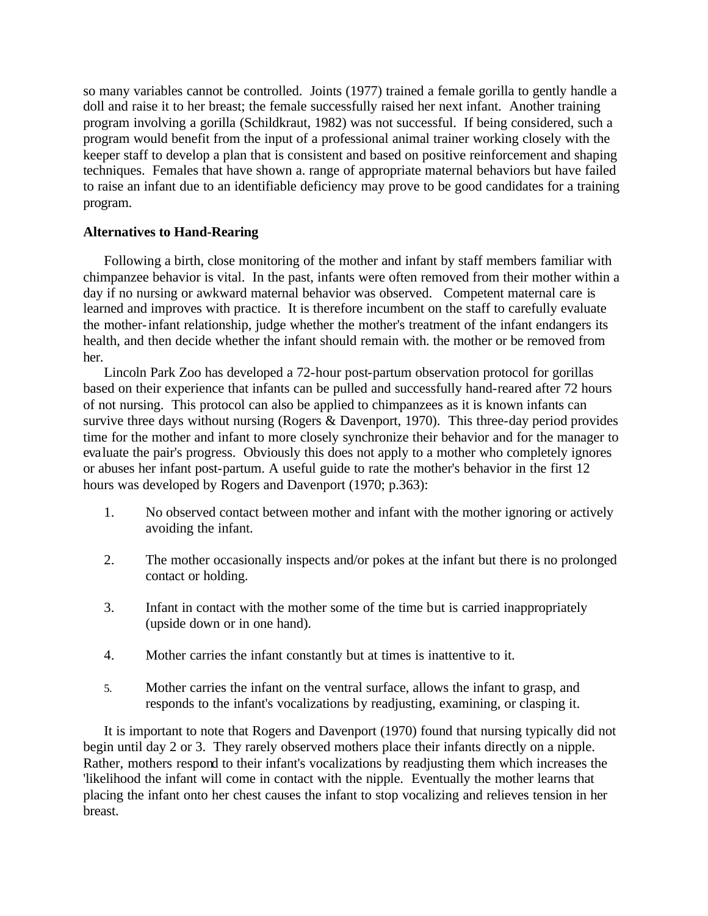so many variables cannot be controlled. Joints (1977) trained a female gorilla to gently handle a doll and raise it to her breast; the female successfully raised her next infant. Another training program involving a gorilla (Schildkraut, 1982) was not successful. If being considered, such a program would benefit from the input of a professional animal trainer working closely with the keeper staff to develop a plan that is consistent and based on positive reinforcement and shaping techniques. Females that have shown a. range of appropriate maternal behaviors but have failed to raise an infant due to an identifiable deficiency may prove to be good candidates for a training program.

**Alternatives to Hand-Rearing**

Following a birth, close monitoring of the mother and infant by staff members familiar with chimpanzee behavior is vital. In the past, infants were often removed from their mother within a day if no nursing or awkward maternal behavior was observed. Competent maternal care is learned and improves with practice. It is therefore incumbent on the staff to carefully evaluate the mother-infant relationship, judge whether the mother's treatment of the infant endangers its health, and then decide whether the infant should remain with. the mother or be removed from her.

Lincoln Park Zoo has developed a 72-hour post-partum observation protocol for gorillas based on their experience that infants can be pulled and successfully hand-reared after 72 hours of not nursing. This protocol can also be applied to chimpanzees as it is known infants can survive three days without nursing (Rogers & Davenport, 1970). This three-day period provides time for the mother and infant to more closely synchronize their behavior and for the manager to evaluate the pair's progress. Obviously this does not apply to a mother who completely ignores or abuses her infant post-partum. A useful guide to rate the mother's behavior in the first 12 hours was developed by Rogers and Davenport (1970; p.363):

1. No observed contact between mother and infant with the mother ignoring or actively avoiding the infant.

2. The mother occasionally inspects and/or pokes at the infant but there is no prolonged contact or holding.

3. Infant in contact with the mother some of the time but is carried inappropriately (upside down or in one hand).

4. Mother carries the infant constantly but at times is inattentive to it.

5. Mother carries the infant on the ventral surface, allows the infant to grasp, and responds to the infant's vocalizations by readjusting, examining, or clasping it.

It is important to note that Rogers and Davenport (1970) found that nursing typically did not begin until day 2 or 3. They rarely observed mothers place their infants directly on a nipple. Rather, mothers respond to their infant's vocalizations by readjusting them which increases the 'likelihood the infant will come in contact with the nipple. Eventually the mother learns that placing the infant onto her chest causes the infant to stop vocalizing and relieves tension in her breast.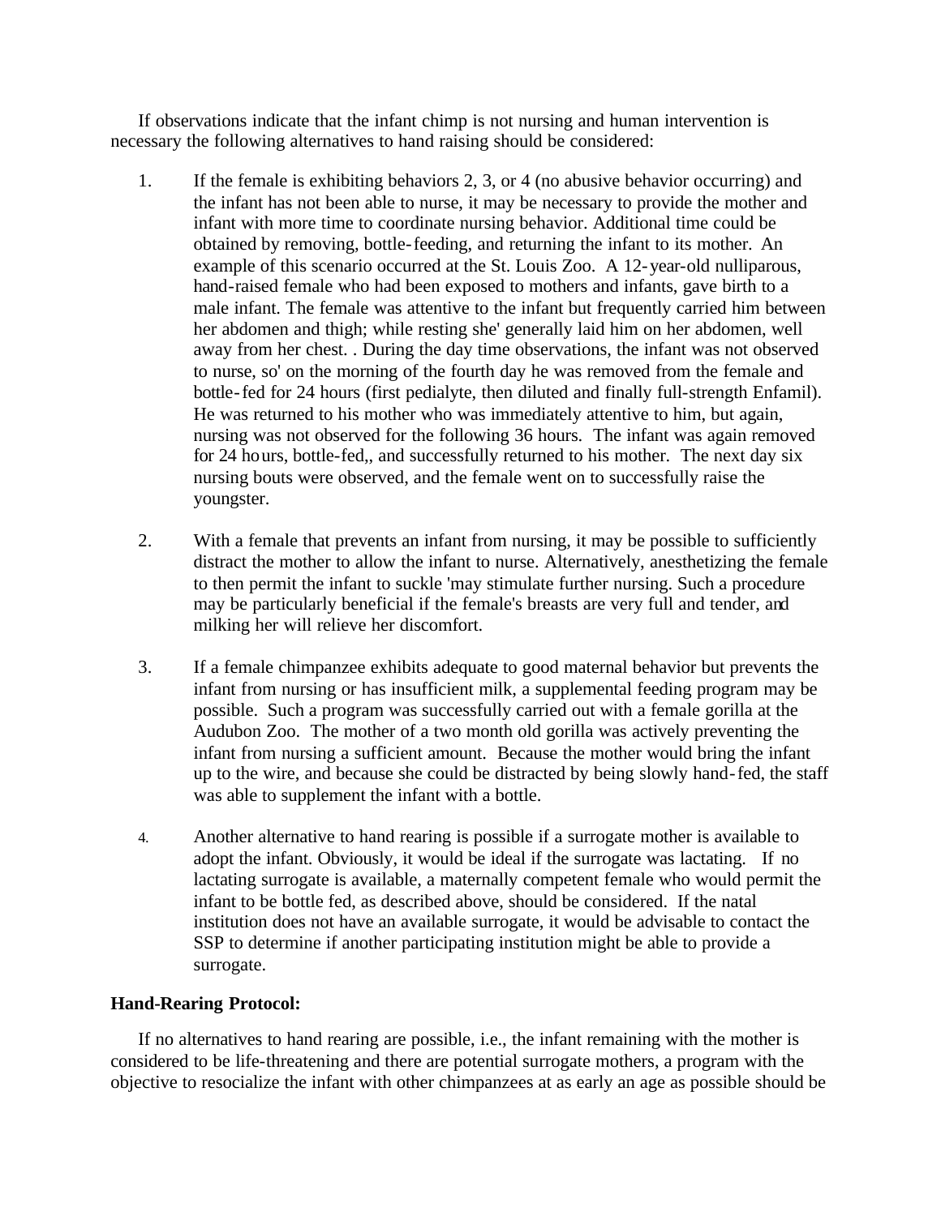If observations indicate that the infant chimp is not nursing and human intervention is necessary the following alternatives to hand raising should be considered:

1. If the female is exhibiting behaviors 2, 3, or 4 (no abusive behavior occurring) and the infant has not been able to nurse, it may be necessary to provide the mother and infant with more time to coordinate nursing behavior. Additional time could be obtained by removing, bottle-feeding, and returning the infant to its mother. An example of this scenario occurred at the St. Louis Zoo. A 12-year-old nulliparous, hand-raised female who had been exposed to mothers and infants, gave birth to a male infant. The female was attentive to the infant but frequently carried him between her abdomen and thigh; while resting she' generally laid him on her abdomen, well away from her chest. . During the day time observations, the infant was not observed to nurse, so' on the morning of the fourth day he was removed from the female and bottle-fed for 24 hours (first pedialyte, then diluted and finally full-strength Enfamil). He was returned to his mother who was immediately attentive to him, but again, nursing was not observed for the following 36 hours. The infant was again removed for 24 hours, bottle-fed,, and successfully returned to his mother. The next day six nursing bouts were observed, and the female went on to successfully raise the youngster.

2. With a female that prevents an infant from nursing, it may be possible to sufficiently distract the mother to allow the infant to nurse. Alternatively, anesthetizing the female to then permit the infant to suckle 'may stimulate further nursing. Such a procedure may be particularly beneficial if the female's breasts are very full and tender, and milking her will relieve her discomfort.

3. If a female chimpanzee exhibits adequate to good maternal behavior but prevents the infant from nursing or has insufficient milk, a supplemental feeding program may be possible. Such a program was successfully carried out with a female gorilla at the Audubon Zoo. The mother of a two month old gorilla was actively preventing the infant from nursing a sufficient amount. Because the mother would bring the infant up to the wire, and because she could be distracted by being slowly hand-fed, the staff was able to supplement the infant with a bottle.

4. Another alternative to hand rearing is possible if a surrogate mother is available to adopt the infant. Obviously, it would be ideal if the surrogate was lactating. If no lactating surrogate is available, a maternally competent female who would permit the infant to be bottle fed, as described above, should be considered. If the natal institution does not have an available surrogate, it would be advisable to contact the SSP to determine if another participating institution might be able to provide a surrogate.

**Hand-Rearing Protocol:**

If no alternatives to hand rearing are possible, i.e., the infant remaining with the mother is considered to be life-threatening and there are potential surrogate mothers, a program with the objective to resocialize the infant with other chimpanzees at as early an age as possible should be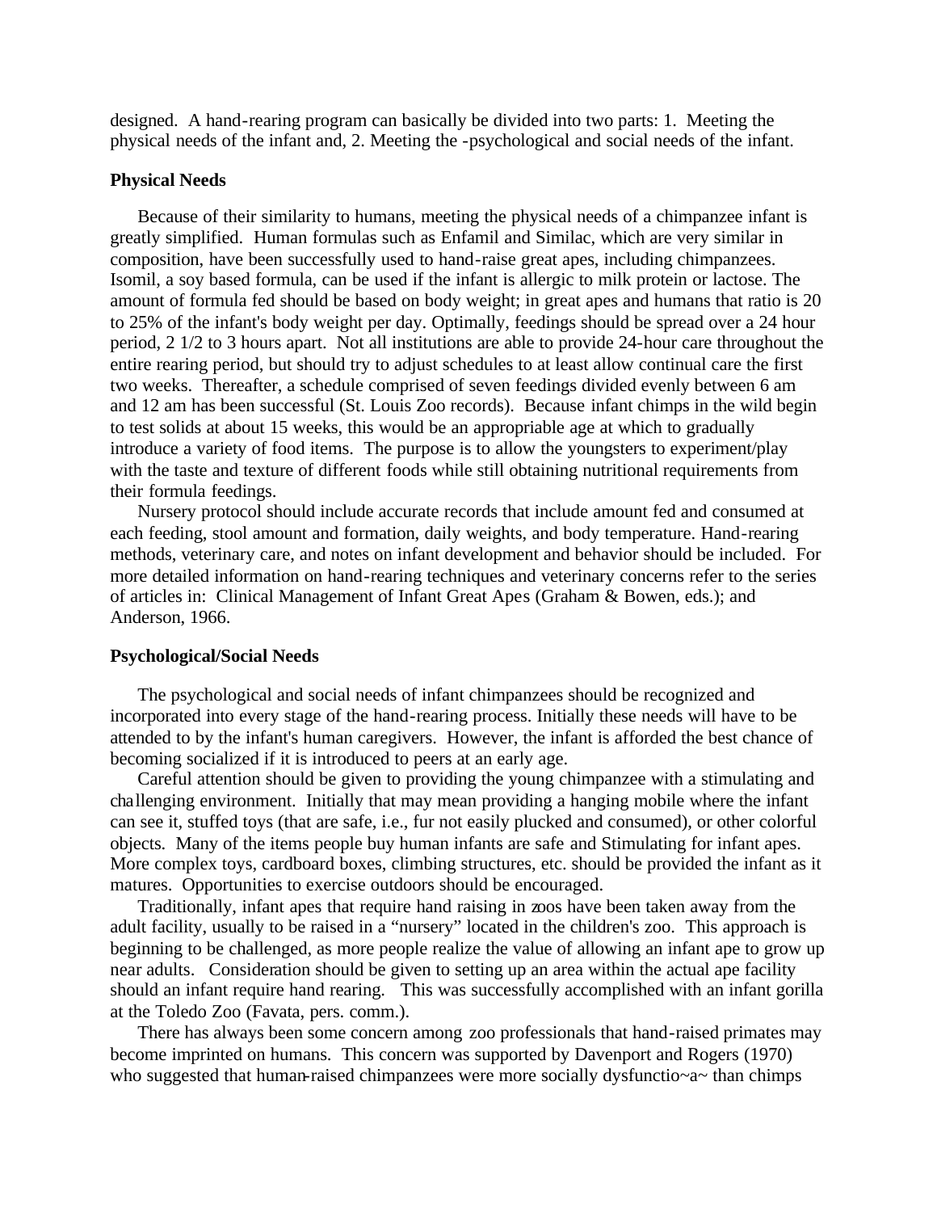designed. A hand-rearing program can basically be divided into two parts: 1. Meeting the physical needs of the infant and, 2. Meeting the -psychological and social needs of the infant.

**Physical Needs**

Because of their similarity to humans, meeting the physical needs of a chimpanzee infant is greatly simplified. Human formulas such as Enfamil and Similac, which are very similar in composition, have been successfully used to hand-raise great apes, including chimpanzees. Isomil, a soy based formula, can be used if the infant is allergic to milk protein or lactose. The amount of formula fed should be based on body weight; in great apes and humans that ratio is 20 to 25% of the infant's body weight per day. Optimally, feedings should be spread over a 24 hour period, 2 1/2 to 3 hours apart. Not all institutions are able to provide 24-hour care throughout the entire rearing period, but should try to adjust schedules to at least allow continual care the first two weeks. Thereafter, a schedule comprised of seven feedings divided evenly between 6 am and 12 am has been successful (St. Louis Zoo records). Because infant chimps in the wild begin to test solids at about 15 weeks, this would be an appropriable age at which to gradually introduce a variety of food items. The purpose is to allow the youngsters to experiment/play with the taste and texture of different foods while still obtaining nutritional requirements from their formula feedings.

Nursery protocol should include accurate records that include amount fed and consumed at each feeding, stool amount and formation, daily weights, and body temperature. Hand-rearing methods, veterinary care, and notes on infant development and behavior should be included. For more detailed information on hand-rearing techniques and veterinary concerns refer to the series of articles in: Clinical Management of Infant Great Apes (Graham & Bowen, eds.); and Anderson, 1966.

**Psychological/Social Needs**

The psychological and social needs of infant chimpanzees should be recognized and incorporated into every stage of the hand-rearing process. Initially these needs will have to be attended to by the infant's human caregivers. However, the infant is afforded the best chance of becoming socialized if it is introduced to peers at an early age.

Careful attention should be given to providing the young chimpanzee with a stimulating and challenging environment. Initially that may mean providing a hanging mobile where the infant can see it, stuffed toys (that are safe, i.e., fur not easily plucked and consumed), or other colorful objects. Many of the items people buy human infants are safe and Stimulating for infant apes. More complex toys, cardboard boxes, climbing structures, etc. should be provided the infant as it matures. Opportunities to exercise outdoors should be encouraged.

Traditionally, infant apes that require hand raising in zoos have been taken away from the adult facility, usually to be raised in a "nursery" located in the children's zoo. This approach is beginning to be challenged, as more people realize the value of allowing an infant ape to grow up near adults. Consideration should be given to setting up an area within the actual ape facility should an infant require hand rearing. This was successfully accomplished with an infant gorilla at the Toledo Zoo (Favata, pers. comm.).

There has always been some concern among zoo professionals that hand-raised primates may become imprinted on humans. This concern was supported by Davenport and Rogers (1970) who suggested that human-raised chimpanzees were more socially dysfunctio~a~ than chimps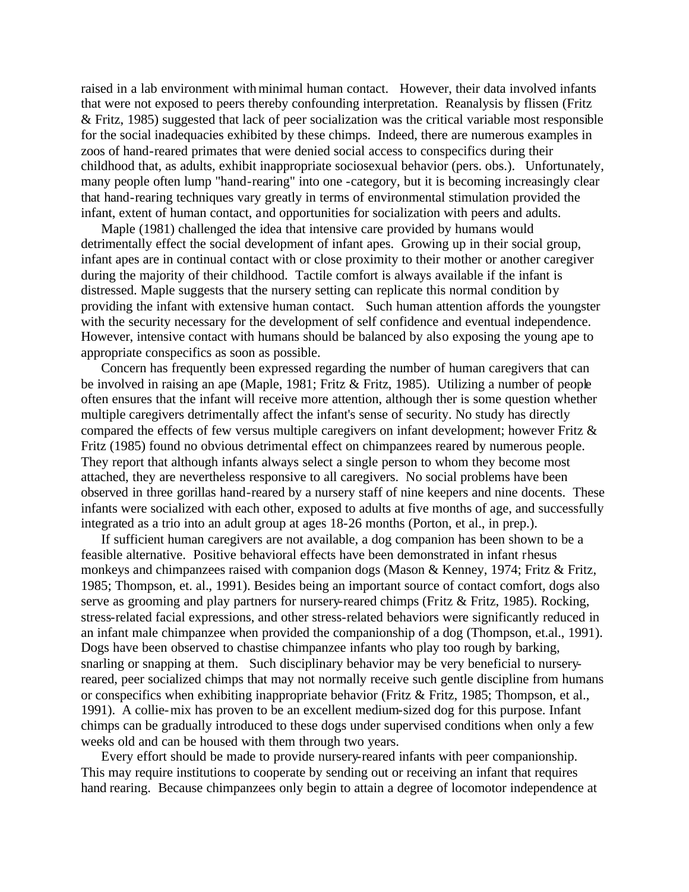raised in a lab environment with minimal human contact. However, their data involved infants that were not exposed to peers thereby confounding interpretation. Reanalysis by flissen (Fritz & Fritz, 1985) suggested that lack of peer socialization was the critical variable most responsible for the social inadequacies exhibited by these chimps. Indeed, there are numerous examples in zoos of hand-reared primates that were denied social access to conspecifics during their childhood that, as adults, exhibit inappropriate sociosexual behavior (pers. obs.). Unfortunately, many people often lump "hand-rearing" into one -category, but it is becoming increasingly clear that hand-rearing techniques vary greatly in terms of environmental stimulation provided the infant, extent of human contact, and opportunities for socialization with peers and adults.

Maple (1981) challenged the idea that intensive care provided by humans would detrimentally effect the social development of infant apes. Growing up in their social group, infant apes are in continual contact with or close proximity to their mother or another caregiver during the majority of their childhood. Tactile comfort is always available if the infant is distressed. Maple suggests that the nursery setting can replicate this normal condition by providing the infant with extensive human contact. Such human attention affords the youngster with the security necessary for the development of self confidence and eventual independence. However, intensive contact with humans should be balanced by also exposing the young ape to appropriate conspecifics as soon as possible.

Concern has frequently been expressed regarding the number of human caregivers that can be involved in raising an ape (Maple, 1981; Fritz & Fritz, 1985). Utilizing a number of people often ensures that the infant will receive more attention, although ther is some question whether multiple caregivers detrimentally affect the infant's sense of security. No study has directly compared the effects of few versus multiple caregivers on infant development; however Fritz & Fritz (1985) found no obvious detrimental effect on chimpanzees reared by numerous people. They report that although infants always select a single person to whom they become most attached, they are nevertheless responsive to all caregivers. No social problems have been observed in three gorillas hand-reared by a nursery staff of nine keepers and nine docents. These infants were socialized with each other, exposed to adults at five months of age, and successfully integrated as a trio into an adult group at ages 18-26 months (Porton, et al., in prep.).

If sufficient human caregivers are not available, a dog companion has been shown to be a feasible alternative. Positive behavioral effects have been demonstrated in infant rhesus monkeys and chimpanzees raised with companion dogs (Mason & Kenney, 1974; Fritz & Fritz, 1985; Thompson, et. al., 1991). Besides being an important source of contact comfort, dogs also serve as grooming and play partners for nursery-reared chimps (Fritz & Fritz, 1985). Rocking, stress-related facial expressions, and other stress-related behaviors were significantly reduced in an infant male chimpanzee when provided the companionship of a dog (Thompson, et.al., 1991). Dogs have been observed to chastise chimpanzee infants who play too rough by barking, snarling or snapping at them. Such disciplinary behavior may be very beneficial to nursery-reared, peer socialized chimps that may not normally receive such gentle discipline from humans or conspecifics when exhibiting inappropriate behavior (Fritz & Fritz, 1985; Thompson, et al., 1991). A collie-mix has proven to be an excellent medium-sized dog for this purpose. Infant chimps can be gradually introduced to these dogs under supervised conditions when only a few weeks old and can be housed with them through two years.

Every effort should be made to provide nursery-reared infants with peer companionship. This may require institutions to cooperate by sending out or receiving an infant that requires hand rearing. Because chimpanzees only begin to attain a degree of locomotor independence at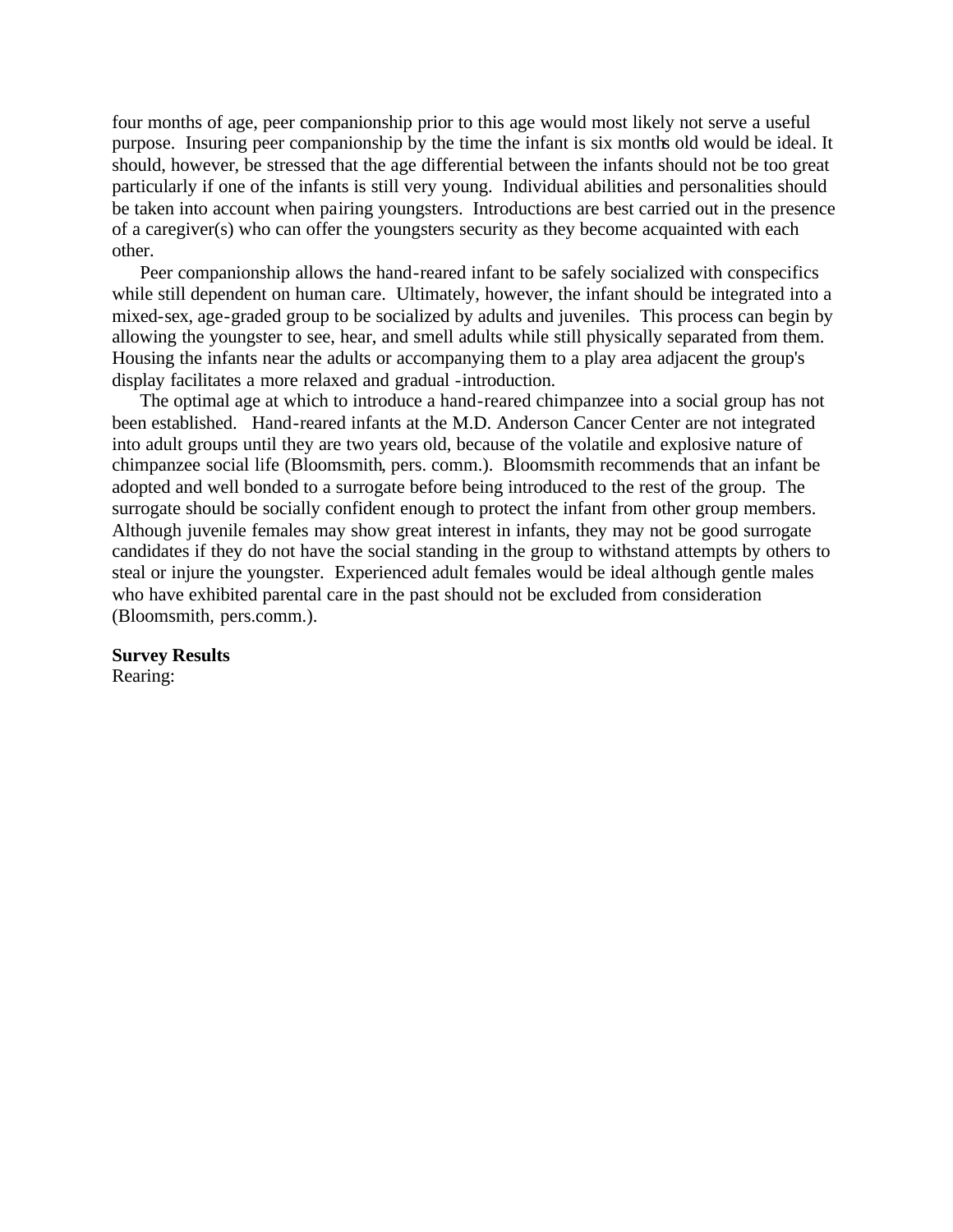four months of age, peer companionship prior to this age would most likely not serve a useful purpose. Insuring peer companionship by the time the infant is six months old would be ideal. It should, however, be stressed that the age differential between the infants should not be too great particularly if one of the infants is still very young. Individual abilities and personalities should be taken into account when pairing youngsters. Introductions are best carried out in the presence of a caregiver(s) who can offer the youngsters security as they become acquainted with each other.

Peer companionship allows the hand-reared infant to be safely socialized with conspecifics while still dependent on human care. Ultimately, however, the infant should be integrated into a mixed-sex, age-graded group to be socialized by adults and juveniles. This process can begin by allowing the youngster to see, hear, and smell adults while still physically separated from them. Housing the infants near the adults or accompanying them to a play area adjacent the group's display facilitates a more relaxed and gradual -introduction.

The optimal age at which to introduce a hand-reared chimpanzee into a social group has not been established. Hand-reared infants at the M.D. Anderson Cancer Center are not integrated into adult groups until they are two years old, because of the volatile and explosive nature of chimpanzee social life (Bloomsmith, pers. comm.). Bloomsmith recommends that an infant be adopted and well bonded to a surrogate before being introduced to the rest of the group. The surrogate should be socially confident enough to protect the infant from other group members. Although juvenile females may show great interest in infants, they may not be good surrogate candidates if they do not have the social standing in the group to withstand attempts by others to steal or injure the youngster. Experienced adult females would be ideal although gentle males who have exhibited parental care in the past should not be excluded from consideration (Bloomsmith, pers.comm.).

**Survey Results**

Rearing: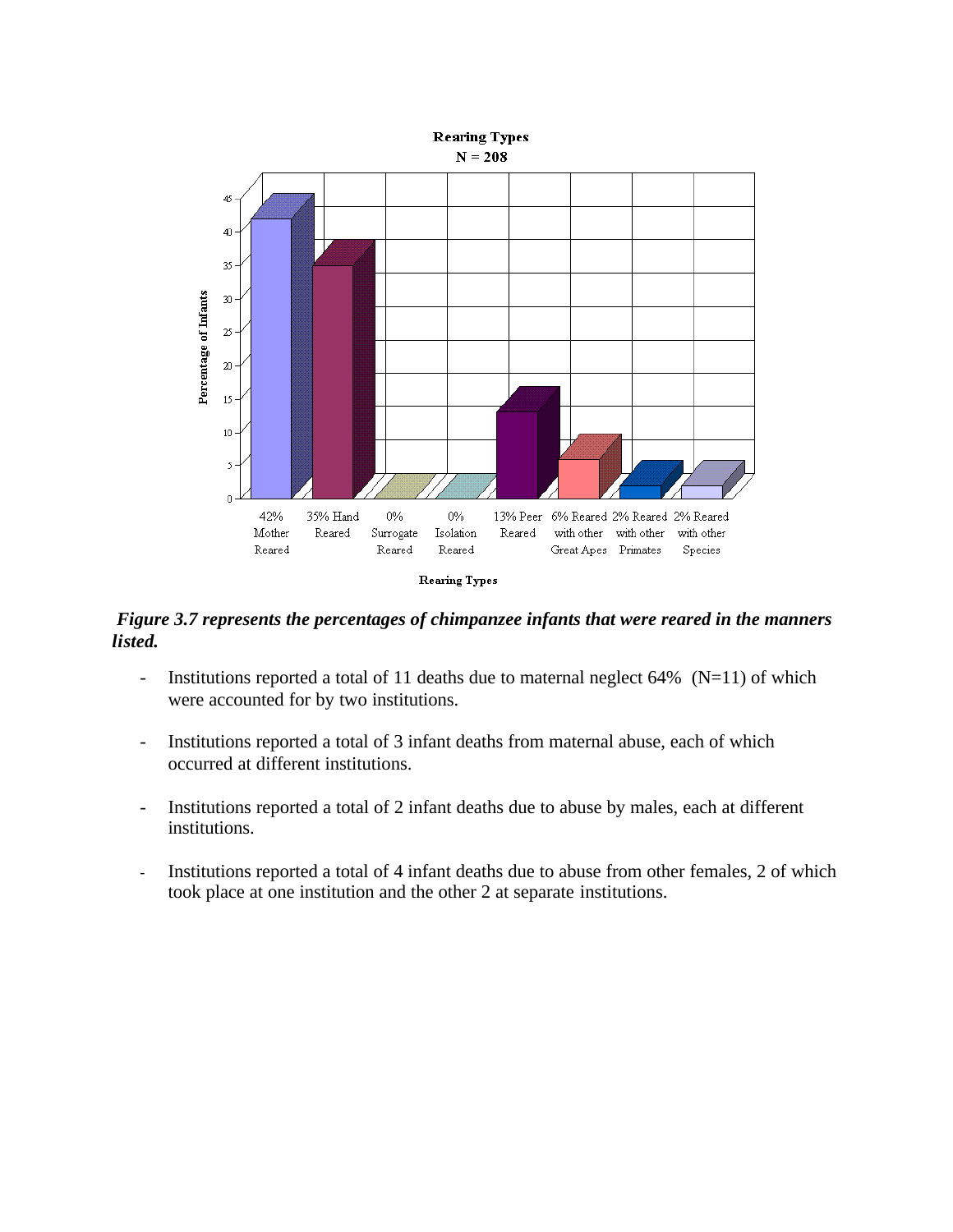*Figure 3.7 represents the percentages of chimpanzee infants that were reared in the manners listed.*

- Institutions reported a total of 11 deaths due to maternal neglect 64% (N=11) of which were accounted for by two institutions.
- Institutions reported a total of 3 infant deaths from maternal abuse, each of which occurred at different institutions.
- Institutions reported a total of 2 infant deaths due to abuse by males, each at different institutions.
- Institutions reported a total of 4 infant deaths due to abuse from other females, 2 of which took place at one institution and the other 2 at separate institutions.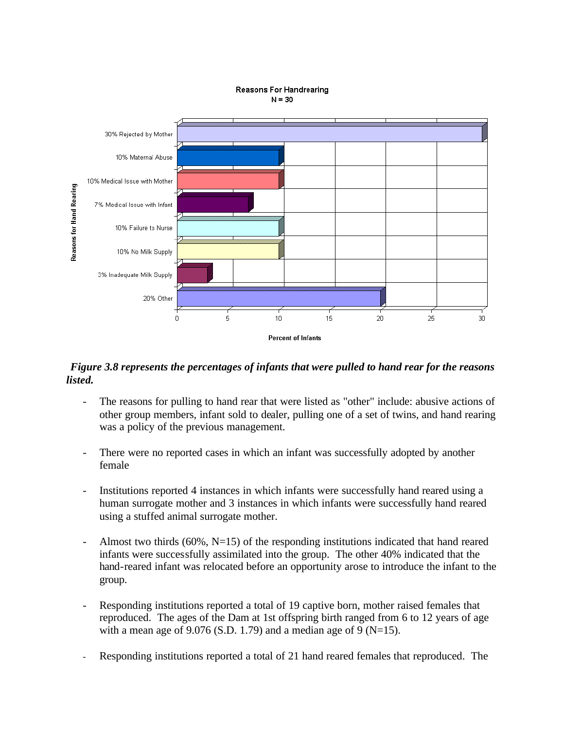Reasons For Handrearing
N = 30

| Reasons for Hand Rearing | Percent of Infants |
|---|---|
| 30% Rejected by Mother | 30 |
| 10% Maternal Abuse | 10 |
| 10% Medical Issue with Mother | 10 |
| 7% Medical Issue with Infant | 7 |
| 10% Failure to Nurse | 10 |
| 10% No Milk Supply | 10 |
| 3% Inadequate Milk Supply | 3 |
| 20% Other | 20 |

***Figure 3.8 represents the percentages of infants that were pulled to hand rear for the reasons listed.***

- The reasons for pulling to hand rear that were listed as "other" include: abusive actions of other group members, infant sold to dealer, pulling one of a set of twins, and hand rearing was a policy of the previous management.

- There were no reported cases in which an infant was successfully adopted by another female

- Institutions reported 4 instances in which infants were successfully hand reared using a human surrogate mother and 3 instances in which infants were successfully hand reared using a stuffed animal surrogate mother.

- Almost two thirds (60%, N=15) of the responding institutions indicated that hand reared infants were successfully assimilated into the group. The other 40% indicated that the hand-reared infant was relocated before an opportunity arose to introduce the infant to the group.

- Responding institutions reported a total of 19 captive born, mother raised females that reproduced. The ages of the Dam at 1st offspring birth ranged from 6 to 12 years of age with a mean age of 9.076 (S.D. 1.79) and a median age of 9 (N=15).

- Responding institutions reported a total of 21 hand reared females that reproduced. The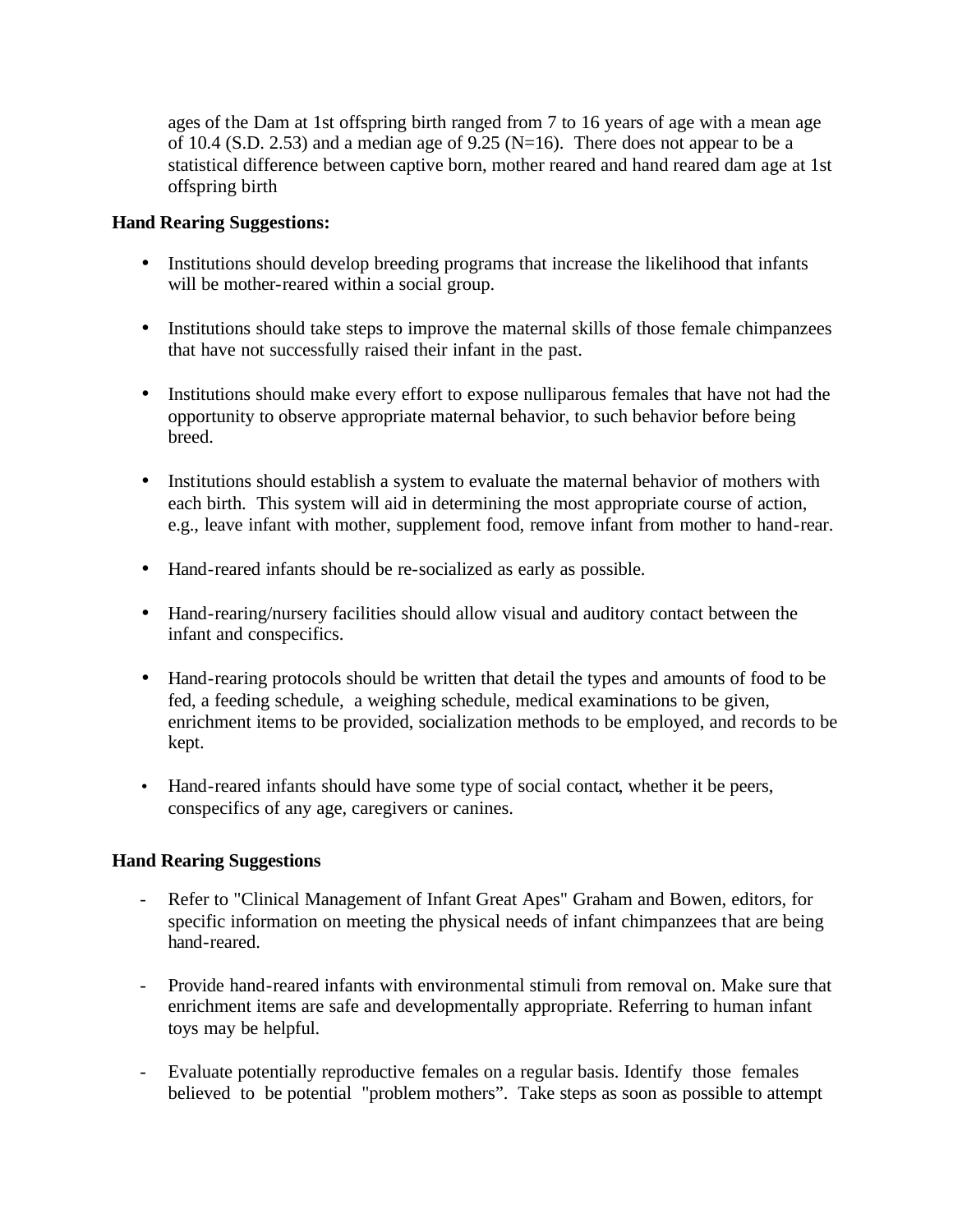ages of the Dam at 1st offspring birth ranged from 7 to 16 years of age with a mean age of 10.4 (S.D. 2.53) and a median age of 9.25 (N=16). There does not appear to be a statistical difference between captive born, mother reared and hand reared dam age at 1st offspring birth

**Hand Rearing Suggestions:**

- Institutions should develop breeding programs that increase the likelihood that infants will be mother-reared within a social group.
- Institutions should take steps to improve the maternal skills of those female chimpanzees that have not successfully raised their infant in the past.
- Institutions should make every effort to expose nulliparous females that have not had the opportunity to observe appropriate maternal behavior, to such behavior before being breed.
- Institutions should establish a system to evaluate the maternal behavior of mothers with each birth. This system will aid in determining the most appropriate course of action, e.g., leave infant with mother, supplement food, remove infant from mother to hand-rear.
- Hand-reared infants should be re-socialized as early as possible.
- Hand-rearing/nursery facilities should allow visual and auditory contact between the infant and conspecifics.
- Hand-rearing protocols should be written that detail the types and amounts of food to be fed, a feeding schedule, a weighing schedule, medical examinations to be given, enrichment items to be provided, socialization methods to be employed, and records to be kept.
- Hand-reared infants should have some type of social contact, whether it be peers, conspecifics of any age, caregivers or canines.

**Hand Rearing Suggestions**

- Refer to "Clinical Management of Infant Great Apes" Graham and Bowen, editors, for specific information on meeting the physical needs of infant chimpanzees that are being hand-reared.
- Provide hand-reared infants with environmental stimuli from removal on. Make sure that enrichment items are safe and developmentally appropriate. Referring to human infant toys may be helpful.
- Evaluate potentially reproductive females on a regular basis. Identify those females believed to be potential "problem mothers". Take steps as soon as possible to attempt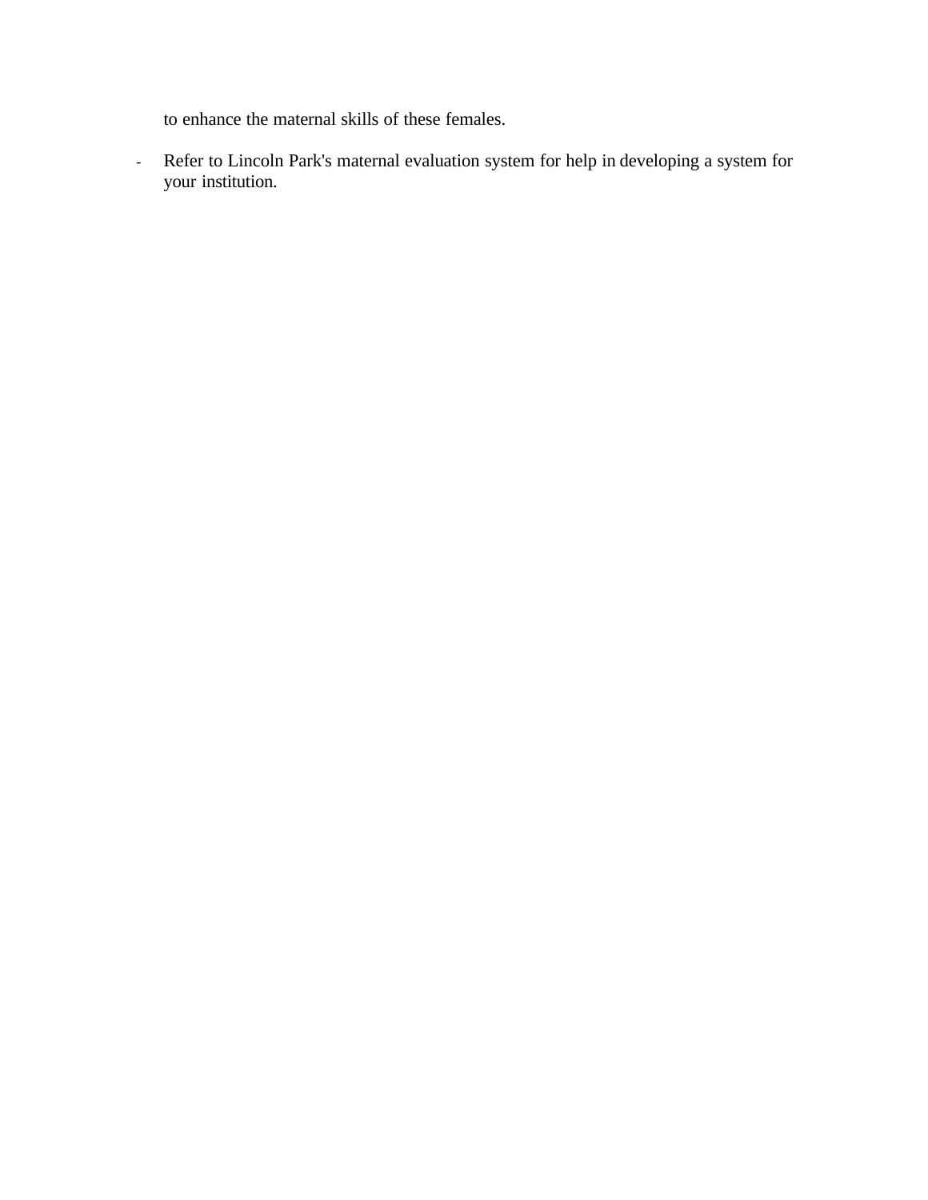to enhance the maternal skills of these females.

- Refer to Lincoln Park's maternal evaluation system for help in developing a system for your institution.